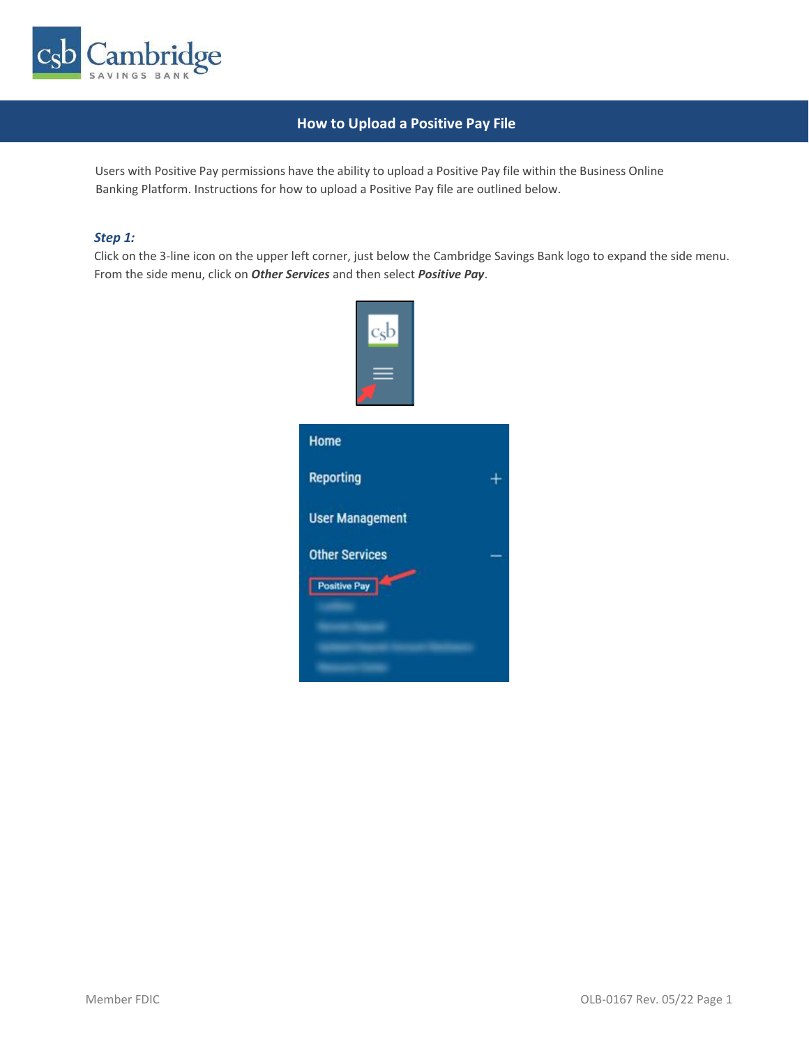# How to Upload a Positive Pay File

Users with Positive Pay permissions have the ability to upload a Positive Pay file within the Business Online Banking Platform. Instructions for how to upload a Positive Pay file are outlined below.

***Step 1:***

Click on the 3-line icon on the upper left corner, just below the Cambridge Savings Bank logo to expand the side menu. From the side menu, click on ***Other Services*** and then select ***Positive Pay***.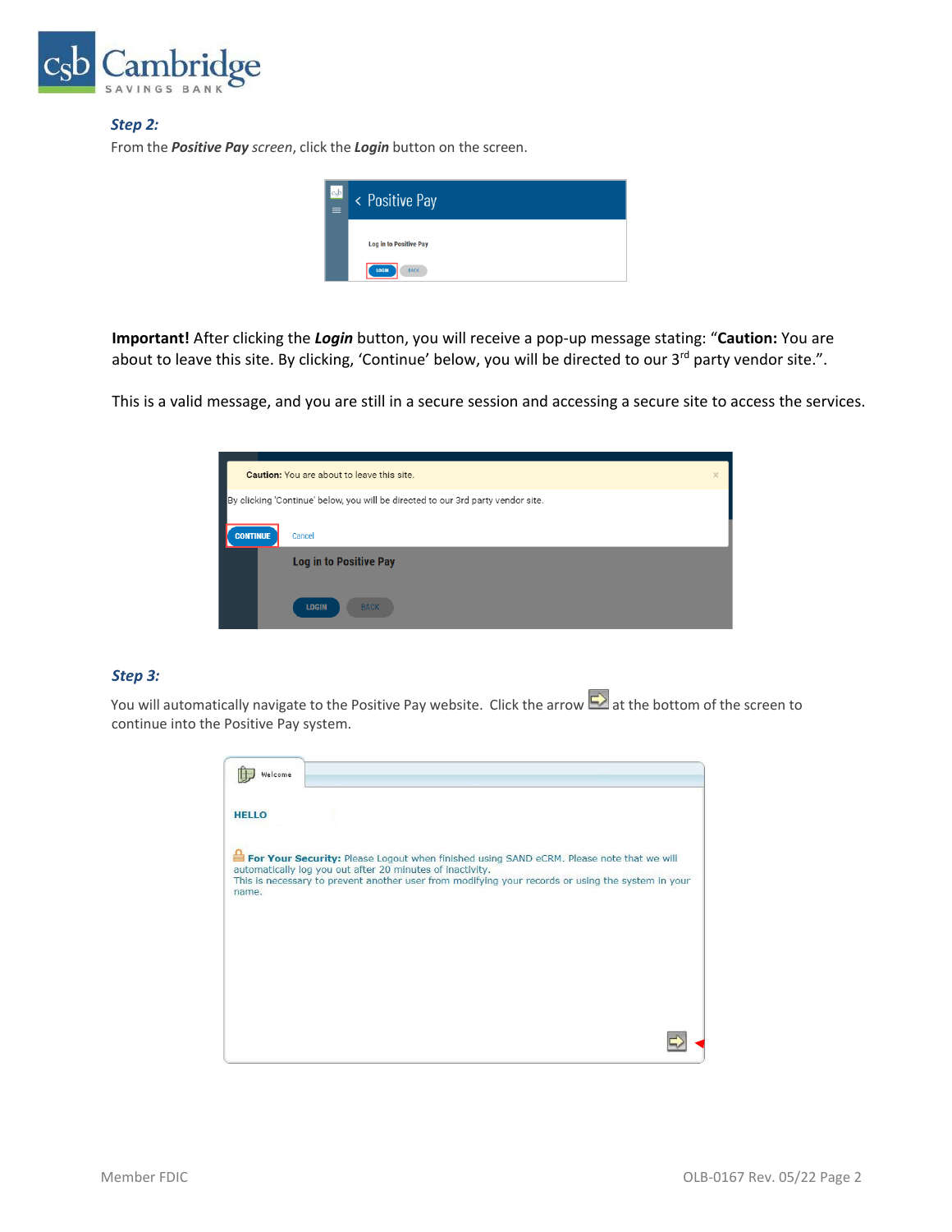### *Step 2:*

From the ***Positive Pay*** *screen*, click the ***Login*** button on the screen.

**Important!** After clicking the ***Login*** button, you will receive a pop-up message stating: "**Caution:** You are about to leave this site. By clicking, 'Continue' below, you will be directed to our 3rd party vendor site.".

This is a valid message, and you are still in a secure session and accessing a secure site to access the services.

### *Step 3:*

You will automatically navigate to the Positive Pay website. Click the arrow at the bottom of the screen to continue into the Positive Pay system.

Member FDIC

OLB-0167 Rev. 05/22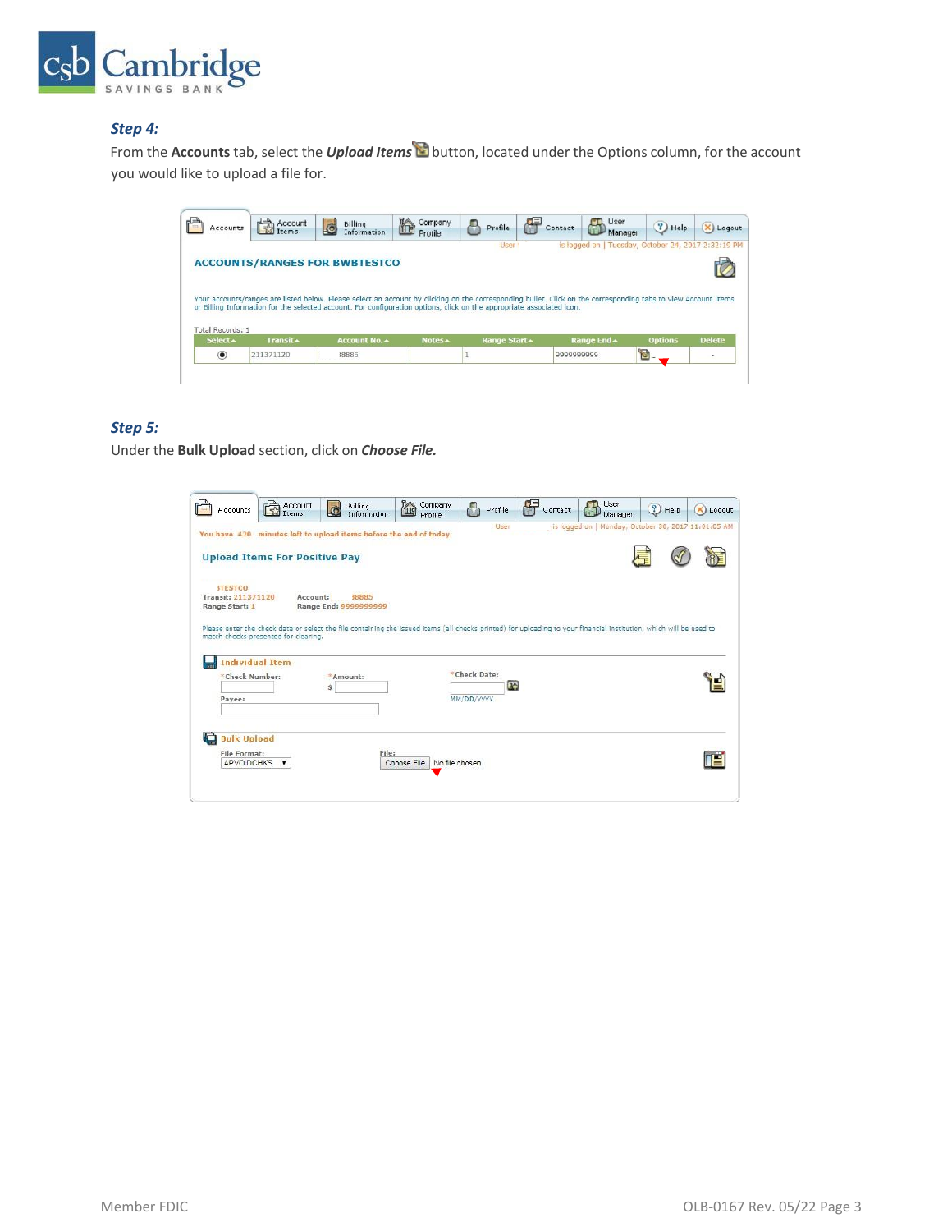### *Step 4:*

From the **Accounts** tab, select the ***Upload Items*** button, located under the Options column, for the account you would like to upload a file for.

### *Step 5:*

Under the **Bulk Upload** section, click on ***Choose File.***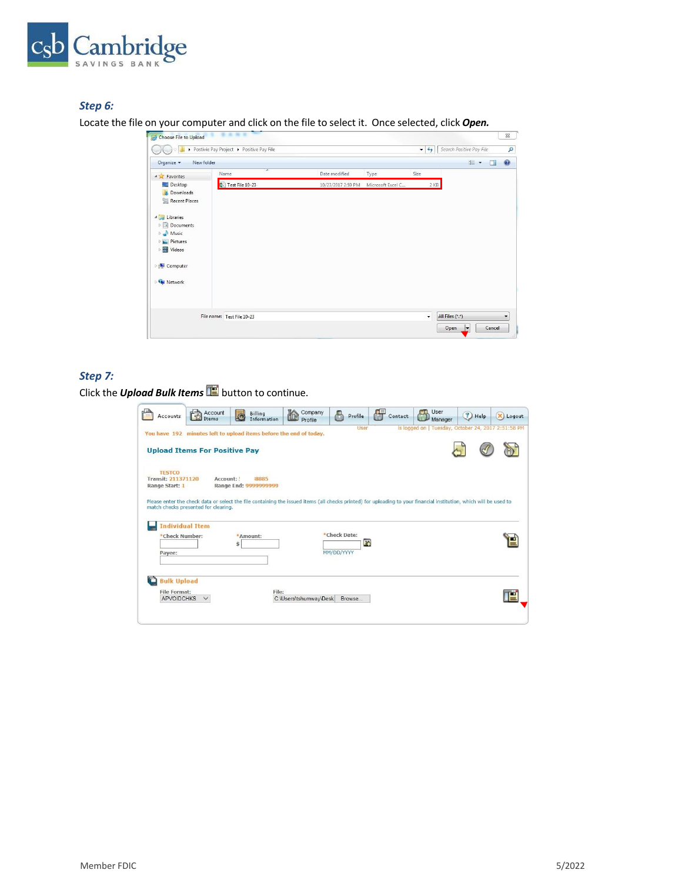### *Step 6:*

Locate the file on your computer and click on the file to select it. Once selected, click ***Open.***

### *Step 7:*

Click the ***Upload Bulk Items*** button to continue.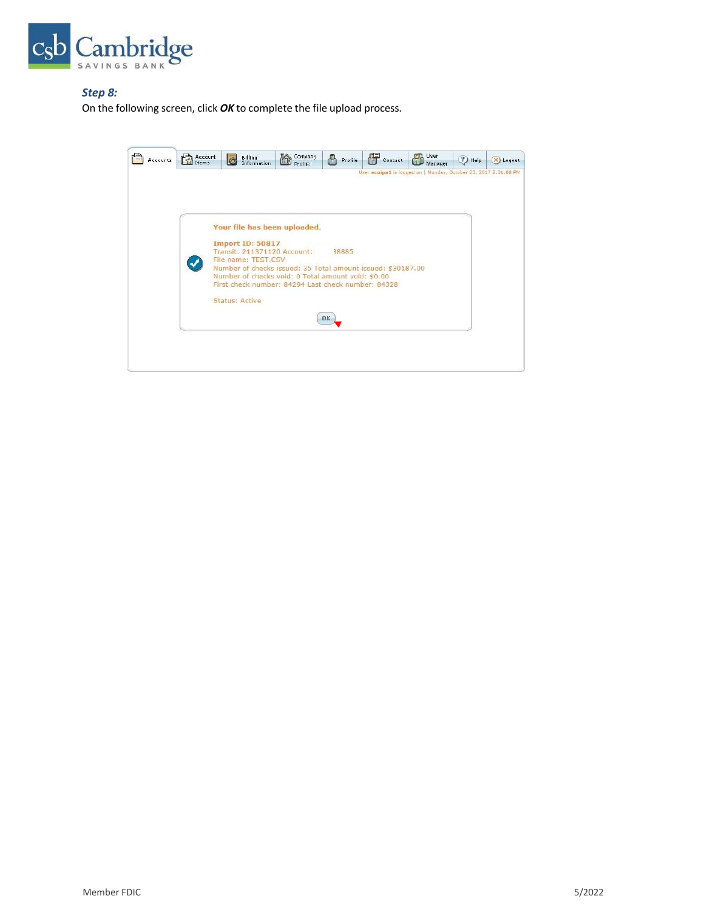***Step 8:***

On the following screen, click ***OK*** to complete the file upload process.

Accounts | Account Items | Billing Information | Company Profile | Profile | Contact | User Manager | Help | Logout

User **ecuipa1** is logged on | Monday, October 23, 2017 2:31:08 PM

**Your file has been uploaded.**

**Import ID: 50817**
Transit: 211371120 Account: 38885
File name: TEST.CSV
Number of checks issued: 35 Total amount issued: $30187.00
Number of checks void: 0 Total amount void: $0.00
First check number: 84294 Last check number: 84328

Status: Active

OK